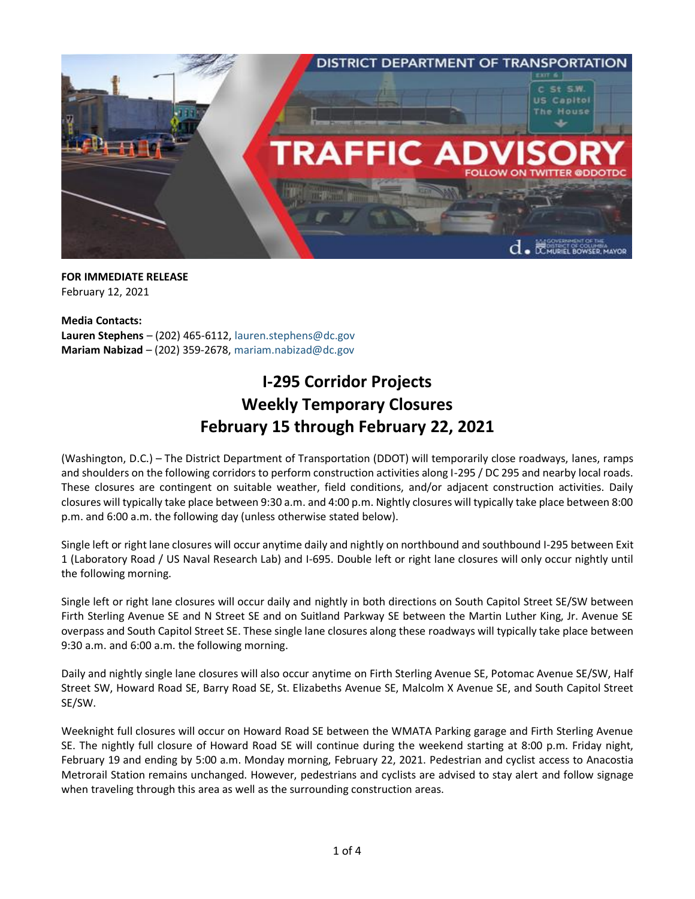**FOR IMMEDIATE RELEASE**
February 12, 2021

**Media Contacts:**
**Lauren Stephens** – (202) 465-6112, lauren.stephens@dc.gov
**Mariam Nabizad** – (202) 359-2678, mariam.nabizad@dc.gov

# I-295 Corridor Projects
# Weekly Temporary Closures
# February 15 through February 22, 2021

(Washington, D.C.) – The District Department of Transportation (DDOT) will temporarily close roadways, lanes, ramps and shoulders on the following corridors to perform construction activities along I-295 / DC 295 and nearby local roads. These closures are contingent on suitable weather, field conditions, and/or adjacent construction activities. Daily closures will typically take place between 9:30 a.m. and 4:00 p.m. Nightly closures will typically take place between 8:00 p.m. and 6:00 a.m. the following day (unless otherwise stated below).

Single left or right lane closures will occur anytime daily and nightly on northbound and southbound I-295 between Exit 1 (Laboratory Road / US Naval Research Lab) and I-695. Double left or right lane closures will only occur nightly until the following morning.

Single left or right lane closures will occur daily and nightly in both directions on South Capitol Street SE/SW between Firth Sterling Avenue SE and N Street SE and on Suitland Parkway SE between the Martin Luther King, Jr. Avenue SE overpass and South Capitol Street SE. These single lane closures along these roadways will typically take place between 9:30 a.m. and 6:00 a.m. the following morning.

Daily and nightly single lane closures will also occur anytime on Firth Sterling Avenue SE, Potomac Avenue SE/SW, Half Street SW, Howard Road SE, Barry Road SE, St. Elizabeths Avenue SE, Malcolm X Avenue SE, and South Capitol Street SE/SW.

Weeknight full closures will occur on Howard Road SE between the WMATA Parking garage and Firth Sterling Avenue SE. The nightly full closure of Howard Road SE will continue during the weekend starting at 8:00 p.m. Friday night, February 19 and ending by 5:00 a.m. Monday morning, February 22, 2021. Pedestrian and cyclist access to Anacostia Metrorail Station remains unchanged. However, pedestrians and cyclists are advised to stay alert and follow signage when traveling through this area as well as the surrounding construction areas.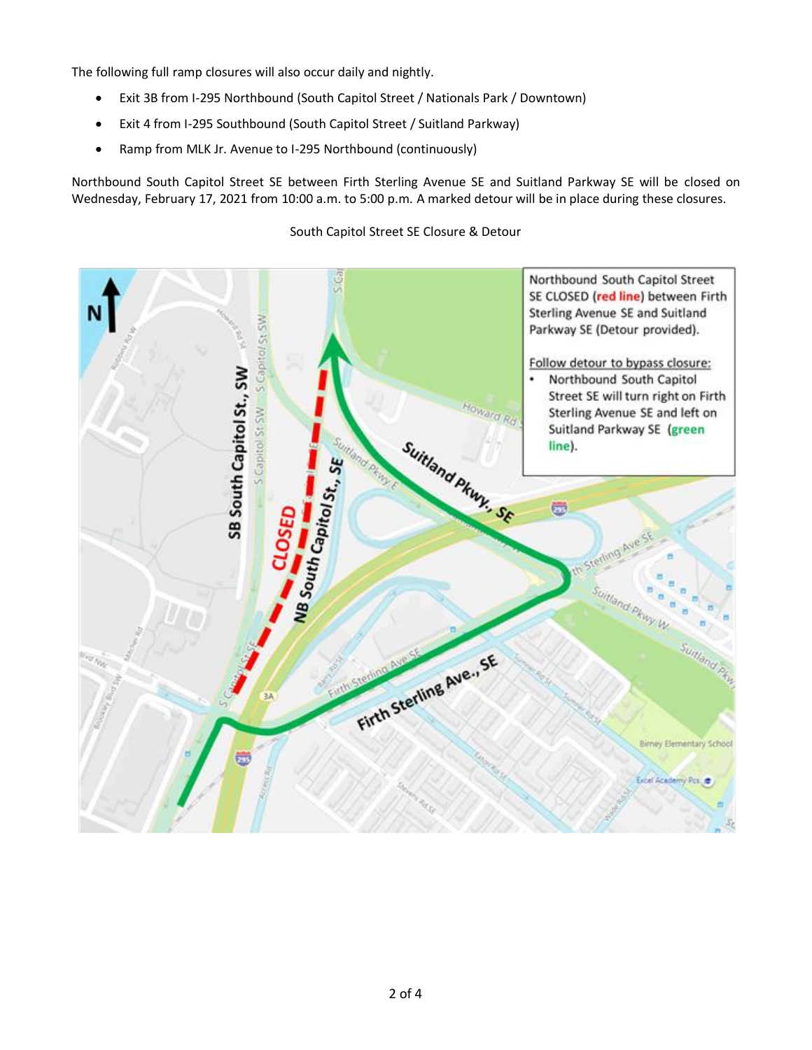The following full ramp closures will also occur daily and nightly.

- Exit 3B from I-295 Northbound (South Capitol Street / Nationals Park / Downtown)
- Exit 4 from I-295 Southbound (South Capitol Street / Suitland Parkway)
- Ramp from MLK Jr. Avenue to I-295 Northbound (continuously)

Northbound South Capitol Street SE between Firth Sterling Avenue SE and Suitland Parkway SE will be closed on Wednesday, February 17, 2021 from 10:00 a.m. to 5:00 p.m. A marked detour will be in place during these closures.

South Capitol Street SE Closure & Detour

Northbound South Capitol Street SE CLOSED (red line) between Firth Sterling Avenue SE and Suitland Parkway SE (Detour provided).

Follow detour to bypass closure:

- Northbound South Capitol Street SE will turn right on Firth Sterling Avenue SE and left on Suitland Parkway SE (green line).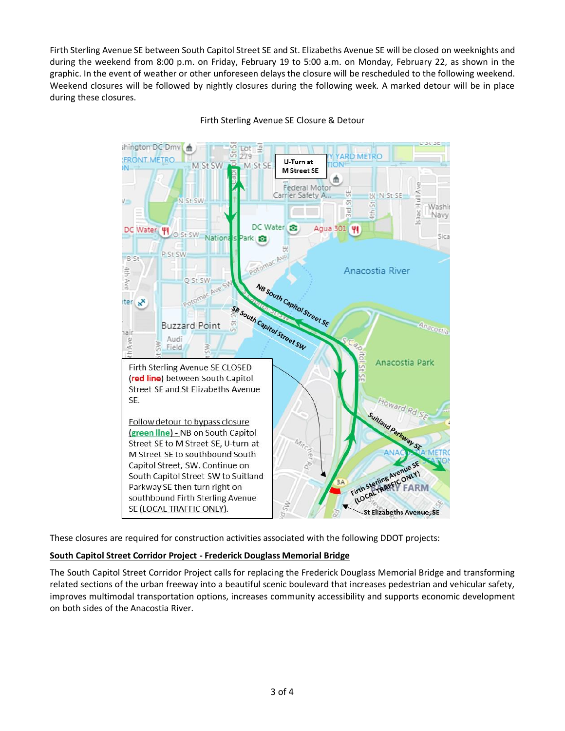Firth Sterling Avenue SE between South Capitol Street SE and St. Elizabeths Avenue SE will be closed on weeknights and during the weekend from 8:00 p.m. on Friday, February 19 to 5:00 a.m. on Monday, February 22, as shown in the graphic. In the event of weather or other unforeseen delays the closure will be rescheduled to the following weekend. Weekend closures will be followed by nightly closures during the following week. A marked detour will be in place during these closures.

Firth Sterling Avenue SE Closure & Detour

Firth Sterling Avenue SE CLOSED (red line) between South Capitol Street SE and St Elizabeths Avenue SE.

Follow detour to bypass closure (green line) - NB on South Capitol Street SE to M Street SE, U-turn at M Street SE to southbound South Capitol Street, SW. Continue on South Capitol Street SW to Suitland Parkway SE then turn right on southbound Firth Sterling Avenue SE (LOCAL TRAFFIC ONLY).

These closures are required for construction activities associated with the following DDOT projects:

**South Capitol Street Corridor Project - Frederick Douglass Memorial Bridge**

The South Capitol Street Corridor Project calls for replacing the Frederick Douglass Memorial Bridge and transforming related sections of the urban freeway into a beautiful scenic boulevard that increases pedestrian and vehicular safety, improves multimodal transportation options, increases community accessibility and supports economic development on both sides of the Anacostia River.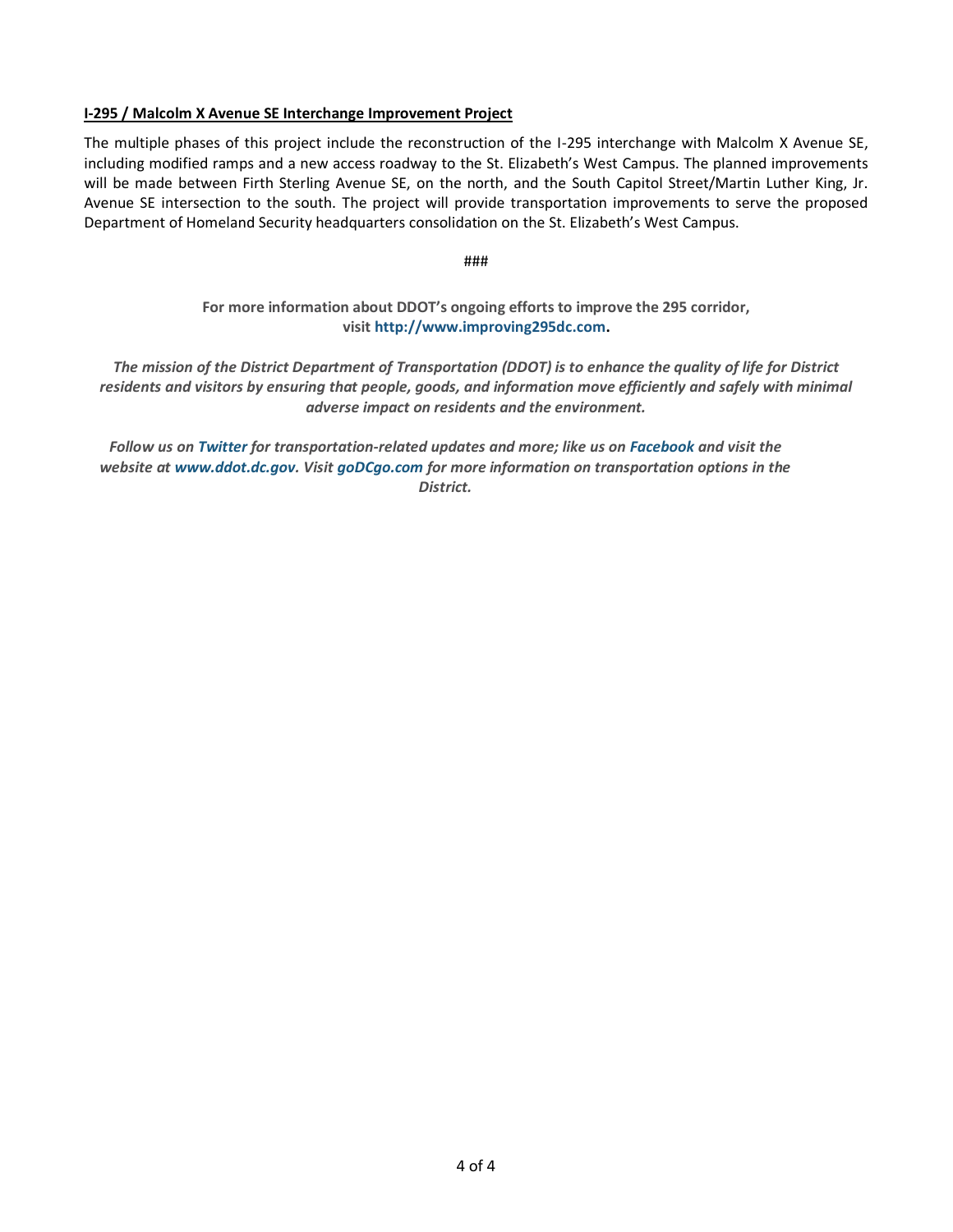**I-295 / Malcolm X Avenue SE Interchange Improvement Project**

The multiple phases of this project include the reconstruction of the I-295 interchange with Malcolm X Avenue SE, including modified ramps and a new access roadway to the St. Elizabeth's West Campus. The planned improvements will be made between Firth Sterling Avenue SE, on the north, and the South Capitol Street/Martin Luther King, Jr. Avenue SE intersection to the south. The project will provide transportation improvements to serve the proposed Department of Homeland Security headquarters consolidation on the St. Elizabeth's West Campus.

###

**For more information about DDOT's ongoing efforts to improve the 295 corridor, visit http://www.improving295dc.com.**

***The mission of the District Department of Transportation (DDOT) is to enhance the quality of life for District residents and visitors by ensuring that people, goods, and information move efficiently and safely with minimal adverse impact on residents and the environment.***

***Follow us on Twitter for transportation-related updates and more; like us on Facebook and visit the website at www.ddot.dc.gov. Visit goDCgo.com for more information on transportation options in the District.***